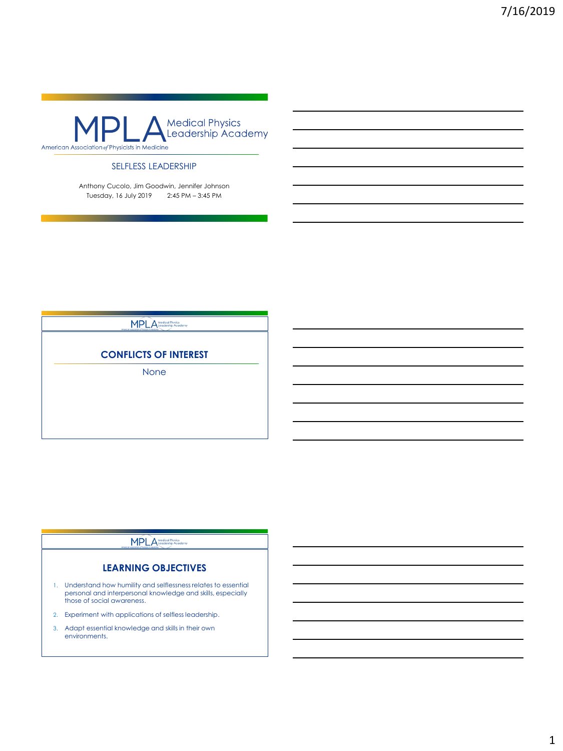# MPLA Medical Physics Leadership Academy

American Association *of* Physicists in Medicine

## SELFLESS LEADERSHIP

Anthony Cucolo, Jim Goodwin, Jennifer Johnson

Tuesday, 16 July 2019 2:45 PM – 3:45 PM

## CONFLICTS OF INTEREST

None

## LEARNING OBJECTIVES

1. Understand how humility and selflessness relates to essential personal and interpersonal knowledge and skills, especially those of social awareness.
2. Experiment with applications of selfless leadership.
3. Adapt essential knowledge and skills in their own environments.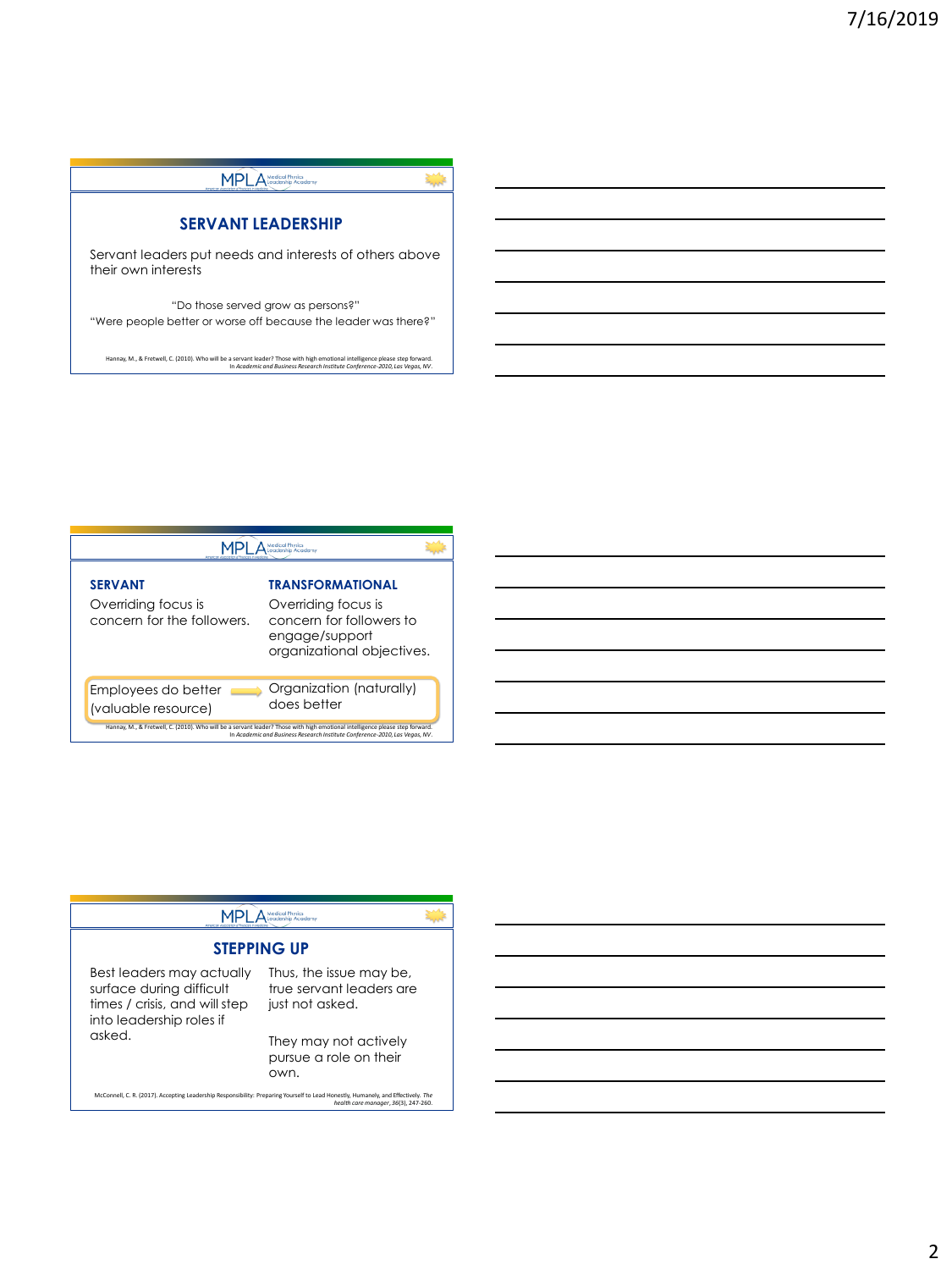## SERVANT LEADERSHIP

Servant leaders put needs and interests of others above their own interests

"Do those served grow as persons?"
"Were people better or worse off because the leader was there?"

Hannay, M., & Fretwell, C. (2010). Who will be a servant leader? Those with high emotional intelligence please step forward. In *Academic and Business Research Institute Conference-2010, Las Vegas, NV*.

---

**SERVANT**

Overriding focus is concern for the followers.

**TRANSFORMATIONAL**

Overriding focus is concern for followers to engage/support organizational objectives.

Employees do better (valuable resource) → Organization (naturally) does better

Hannay, M., & Fretwell, C. (2010). Who will be a servant leader? Those with high emotional intelligence please step forward. In *Academic and Business Research Institute Conference-2010, Las Vegas, NV*.

---

## STEPPING UP

Best leaders may actually surface during difficult times / crisis, and will step into leadership roles if asked.

Thus, the issue may be, true servant leaders are just not asked.

They may not actively pursue a role on their own.

McConnell, C. R. (2017). Accepting Leadership Responsibility: Preparing Yourself to Lead Honestly, Humanely, and Effectively. *The health care manager*, *36*(3), 247-260.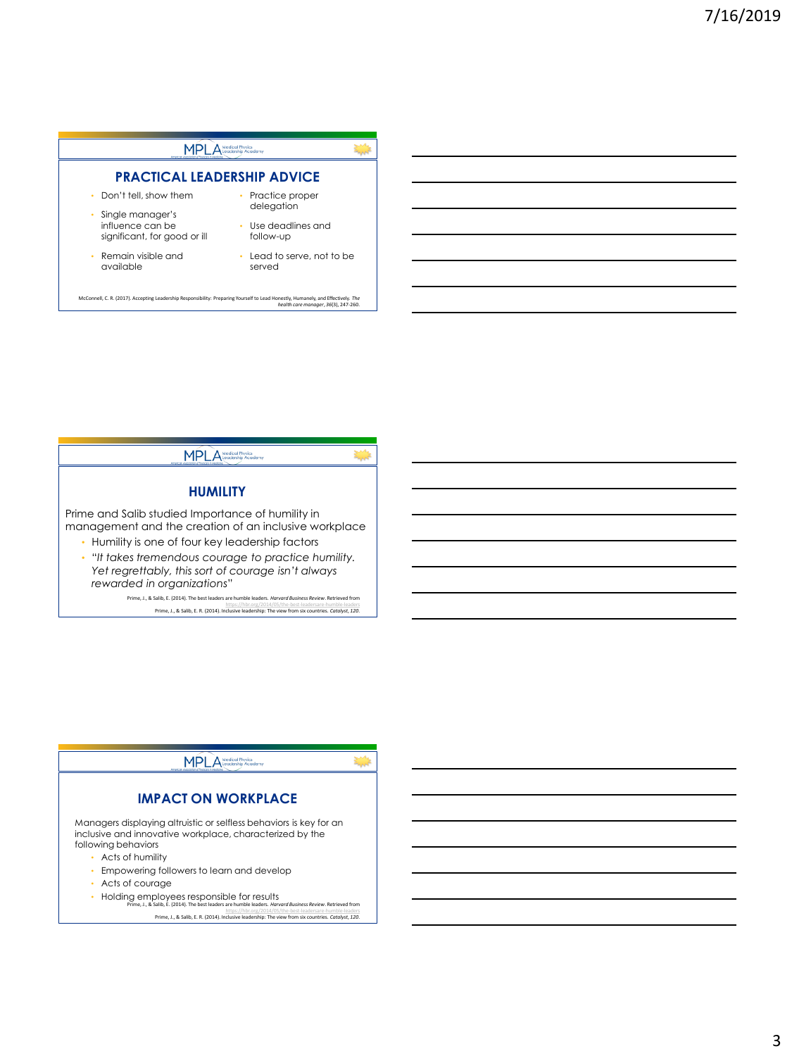## PRACTICAL LEADERSHIP ADVICE

- Don't tell, show them
- Single manager's influence can be significant, for good or ill
- Remain visible and available
- Practice proper delegation
- Use deadlines and follow-up
- Lead to serve, not to be served

McConnell, C. R. (2017). Accepting Leadership Responsibility: Preparing Yourself to Lead Honestly, Humanely, and Effectively. *The health care manager*, *36*(3), 247-260.

## HUMILITY

Prime and Salib studied Importance of humility in management and the creation of an inclusive workplace

- Humility is one of four key leadership factors
- "*It takes tremendous courage to practice humility. Yet regrettably, this sort of courage isn't always rewarded in organizations*"

Prime, J., & Salib, E. (2014). The best leaders are humble leaders. *Harvard Business Review*. Retrieved from https://hbr.org/2014/05/the-best-leadersare-humble-leaders
Prime, J., & Salib, E. R. (2014). Inclusive leadership: The view from six countries. *Catalyst*, *120*.

## IMPACT ON WORKPLACE

Managers displaying altruistic or selfless behaviors is key for an inclusive and innovative workplace, characterized by the following behaviors

- Acts of humility
- Empowering followers to learn and develop
- Acts of courage
- Holding employees responsible for results

Prime, J., & Salib, E. (2014). The best leaders are humble leaders. *Harvard Business Review*. Retrieved from https://hbr.org/2014/05/the-best-leadersare-humble-leaders
Prime, J., & Salib, E. R. (2014). Inclusive leadership: The view from six countries. *Catalyst*, *120*.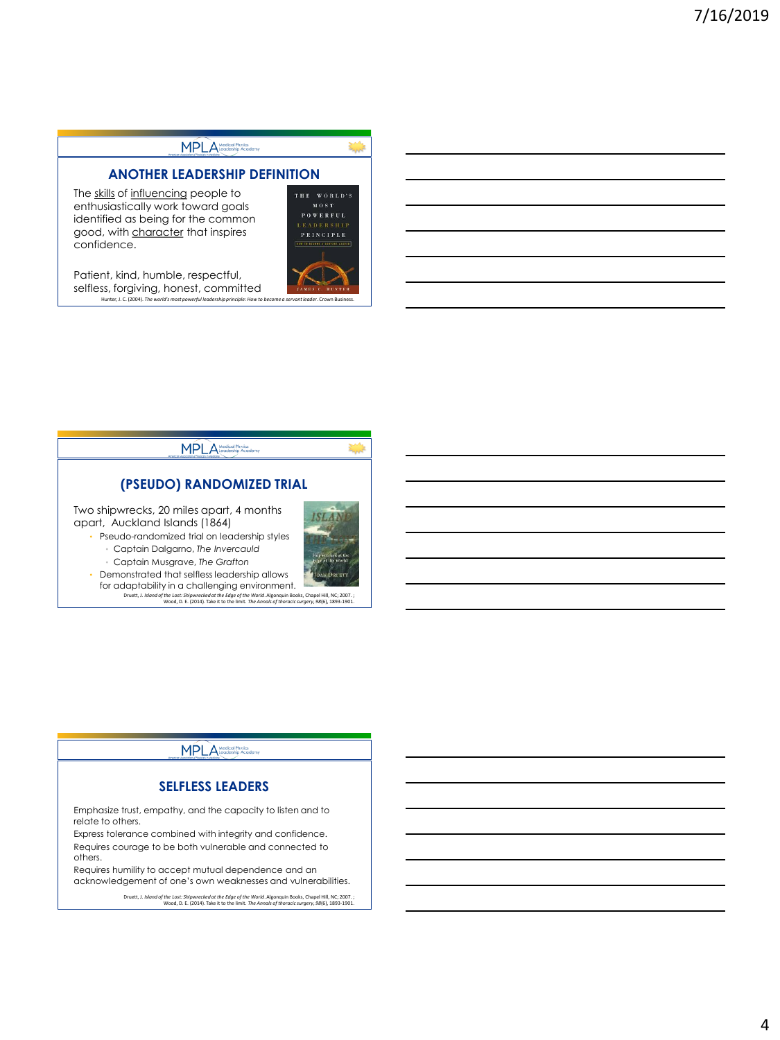## ANOTHER LEADERSHIP DEFINITION

The skills of influencing people to enthusiastically work toward goals identified as being for the common good, with character that inspires confidence.

Patient, kind, humble, respectful, selfless, forgiving, honest, committed

Hunter, J. C. (2004). *The world's most powerful leadership principle: How to become a servant leader*. Crown Business.

## (PSEUDO) RANDOMIZED TRIAL

Two shipwrecks, 20 miles apart, 4 months apart, Auckland Islands (1864)

- Pseudo-randomized trial on leadership styles
  - Captain Dalgarno, *The Invercauld*
  - Captain Musgrave, *The Grafton*
- Demonstrated that selfless leadership allows for adaptability in a challenging environment.

Druett, J. *Island of the Lost: Shipwrecked at the Edge of the World*. Algonquin Books, Chapel Hill, NC; 2007. ;
Wood, D. E. (2014). Take it to the limit. *The Annals of thoracic surgery*, *98*(6), 1893-1901.

## SELFLESS LEADERS

Emphasize trust, empathy, and the capacity to listen and to relate to others.

Express tolerance combined with integrity and confidence.

Requires courage to be both vulnerable and connected to others.

Requires humility to accept mutual dependence and an acknowledgement of one's own weaknesses and vulnerabilities.

Druett, J. *Island of the Lost: Shipwrecked at the Edge of the World*. Algonquin Books, Chapel Hill, NC; 2007. ;
Wood, D. E. (2014). Take it to the limit. *The Annals of thoracic surgery*, *98*(6), 1893-1901.